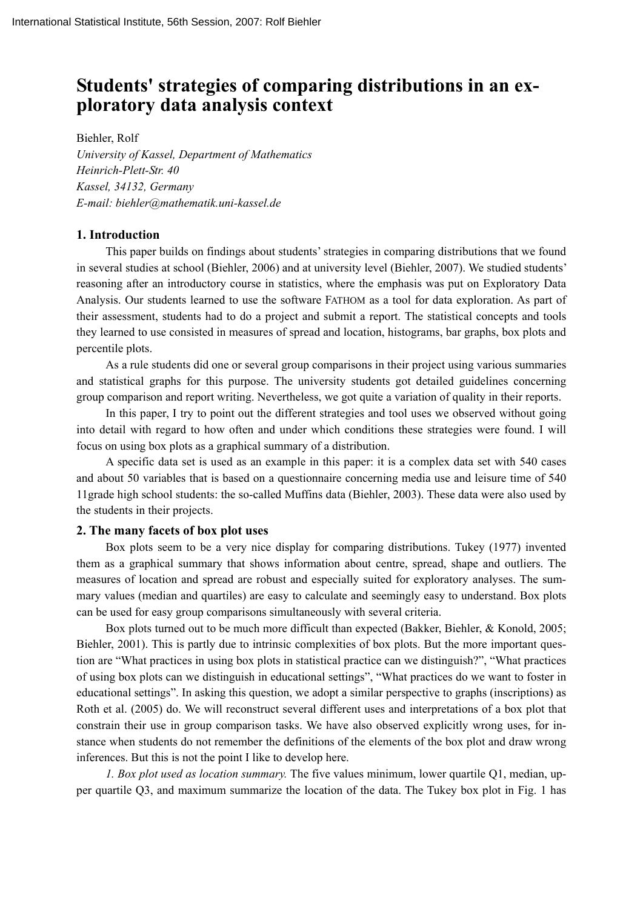# Students' strategies of comparing distributions in an exploratory data analysis context

Biehler, Rolf

*University of Kassel, Department of Mathematics*
*Heinrich-Plett-Str. 40*
*Kassel, 34132, Germany*
*E-mail: biehler@mathematik.uni-kassel.de*

## 1. Introduction

This paper builds on findings about students' strategies in comparing distributions that we found in several studies at school (Biehler, 2006) and at university level (Biehler, 2007). We studied students' reasoning after an introductory course in statistics, where the emphasis was put on Exploratory Data Analysis. Our students learned to use the software FATHOM as a tool for data exploration. As part of their assessment, students had to do a project and submit a report. The statistical concepts and tools they learned to use consisted in measures of spread and location, histograms, bar graphs, box plots and percentile plots.

As a rule students did one or several group comparisons in their project using various summaries and statistical graphs for this purpose. The university students got detailed guidelines concerning group comparison and report writing. Nevertheless, we got quite a variation of quality in their reports.

In this paper, I try to point out the different strategies and tool uses we observed without going into detail with regard to how often and under which conditions these strategies were found. I will focus on using box plots as a graphical summary of a distribution.

A specific data set is used as an example in this paper: it is a complex data set with 540 cases and about 50 variables that is based on a questionnaire concerning media use and leisure time of 540 11grade high school students: the so-called Muffins data (Biehler, 2003). These data were also used by the students in their projects.

## 2. The many facets of box plot uses

Box plots seem to be a very nice display for comparing distributions. Tukey (1977) invented them as a graphical summary that shows information about centre, spread, shape and outliers. The measures of location and spread are robust and especially suited for exploratory analyses. The summary values (median and quartiles) are easy to calculate and seemingly easy to understand. Box plots can be used for easy group comparisons simultaneously with several criteria.

Box plots turned out to be much more difficult than expected (Bakker, Biehler, & Konold, 2005; Biehler, 2001). This is partly due to intrinsic complexities of box plots. But the more important question are "What practices in using box plots in statistical practice can we distinguish?", "What practices of using box plots can we distinguish in educational settings", "What practices do we want to foster in educational settings". In asking this question, we adopt a similar perspective to graphs (inscriptions) as Roth et al. (2005) do. We will reconstruct several different uses and interpretations of a box plot that constrain their use in group comparison tasks. We have also observed explicitly wrong uses, for instance when students do not remember the definitions of the elements of the box plot and draw wrong inferences. But this is not the point I like to develop here.

*1. Box plot used as location summary.* The five values minimum, lower quartile Q1, median, upper quartile Q3, and maximum summarize the location of the data. The Tukey box plot in Fig. 1 has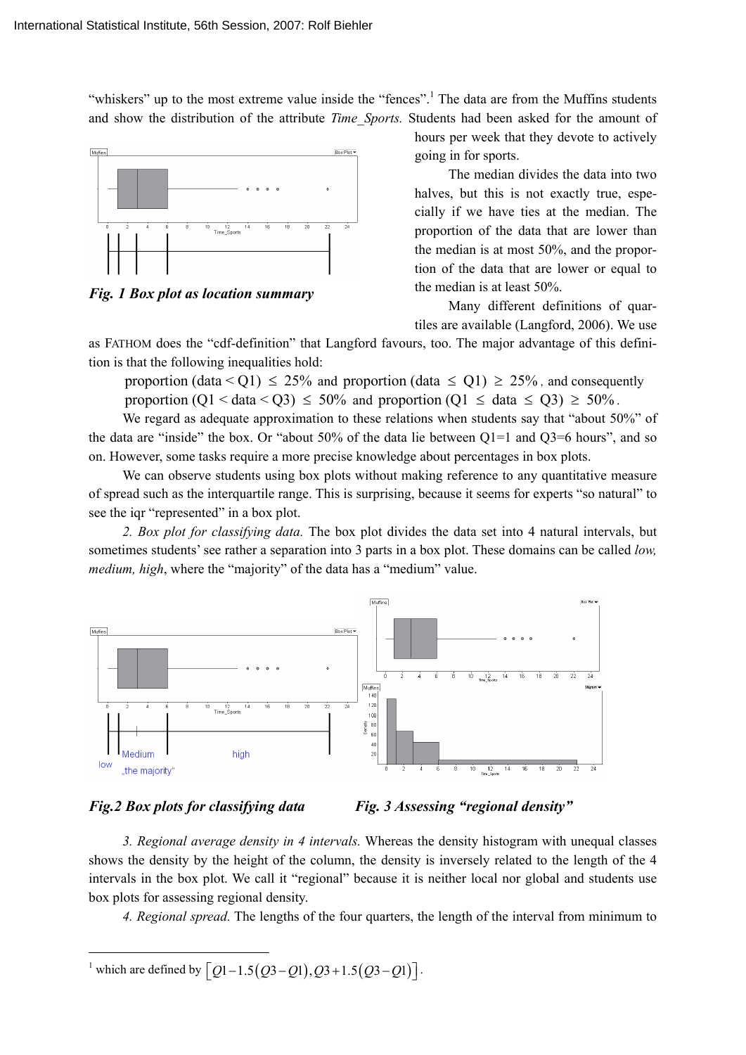"whiskers" up to the most extreme value inside the "fences".[1] The data are from the Muffins students and show the distribution of the attribute *Time_Sports.* Students had been asked for the amount of hours per week that they devote to actively going in for sports.

***Fig. 1 Box plot as location summary***

The median divides the data into two halves, but this is not exactly true, especially if we have ties at the median. The proportion of the data that are lower than the median is at most 50%, and the proportion of the data that are lower or equal to the median is at least 50%.

Many different definitions of quartiles are available (Langford, 2006). We use as FATHOM does the "cdf-definition" that Langford favours, too. The major advantage of this definition is that the following inequalities hold:

proportion (data < Q1) $\leq$ 25% and proportion (data $\leq$ Q1) $\geq$ 25%, and consequently
proportion (Q1 < data < Q3) $\leq$ 50% and proportion (Q1 $\leq$ data $\leq$ Q3) $\geq$ 50%.

We regard as adequate approximation to these relations when students say that "about 50%" of the data are "inside" the box. Or "about 50% of the data lie between Q1=1 and Q3=6 hours", and so on. However, some tasks require a more precise knowledge about percentages in box plots.

We can observe students using box plots without making reference to any quantitative measure of spread such as the interquartile range. This is surprising, because it seems for experts "so natural" to see the iqr "represented" in a box plot.

*2. Box plot for classifying data.* The box plot divides the data set into 4 natural intervals, but sometimes students' see rather a separation into 3 parts in a box plot. These domains can be called *low, medium, high*, where the "majority" of the data has a "medium" value.

***Fig.2 Box plots for classifying data***

***Fig. 3 Assessing "regional density"***

*3. Regional average density in 4 intervals.* Whereas the density histogram with unequal classes shows the density by the height of the column, the density is inversely related to the length of the 4 intervals in the box plot. We call it "regional" because it is neither local nor global and students use box plots for assessing regional density.

*4. Regional spread.* The lengths of the four quarters, the length of the interval from minimum to

[1] which are defined by $\left[Q1-1.5(Q3-Q1), Q3+1.5(Q3-Q1)\right]$.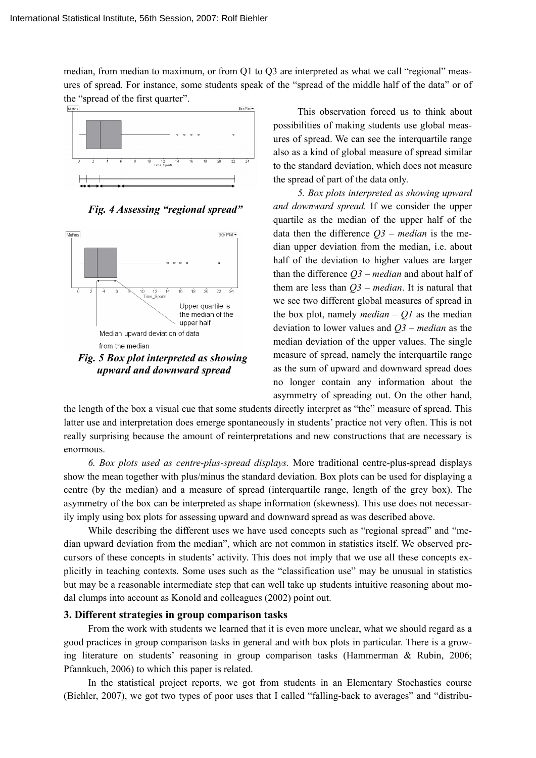median, from median to maximum, or from Q1 to Q3 are interpreted as what we call "regional" measures of spread. For instance, some students speak of the "spread of the middle half of the data" or of the "spread of the first quarter".

***Fig. 4 Assessing "regional spread"***

***Fig. 5 Box plot interpreted as showing upward and downward spread***

This observation forced us to think about possibilities of making students use global measures of spread. We can see the interquartile range also as a kind of global measure of spread similar to the standard deviation, which does not measure the spread of part of the data only.

*5. Box plots interpreted as showing upward and downward spread.* If we consider the upper quartile as the median of the upper half of the data then the difference *Q3 – median* is the median upper deviation from the median, i.e. about half of the deviation to higher values are larger than the difference *Q3 – median* and about half of them are less than *Q3 – median*. It is natural that we see two different global measures of spread in the box plot, namely *median – Q1* as the median deviation to lower values and *Q3 – median* as the median deviation of the upper values. The single measure of spread, namely the interquartile range as the sum of upward and downward spread does no longer contain any information about the asymmetry of spreading out. On the other hand, the length of the box a visual cue that some students directly interpret as "the" measure of spread. This latter use and interpretation does emerge spontaneously in students' practice not very often. This is not really surprising because the amount of reinterpretations and new constructions that are necessary is enormous.

*6. Box plots used as centre-plus-spread displays.* More traditional centre-plus-spread displays show the mean together with plus/minus the standard deviation. Box plots can be used for displaying a centre (by the median) and a measure of spread (interquartile range, length of the grey box). The asymmetry of the box can be interpreted as shape information (skewness). This use does not necessarily imply using box plots for assessing upward and downward spread as was described above.

While describing the different uses we have used concepts such as "regional spread" and "median upward deviation from the median", which are not common in statistics itself. We observed precursors of these concepts in students' activity. This does not imply that we use all these concepts explicitly in teaching contexts. Some uses such as the "classification use" may be unusual in statistics but may be a reasonable intermediate step that can well take up students intuitive reasoning about modal clumps into account as Konold and colleagues (2002) point out.

### 3. Different strategies in group comparison tasks

From the work with students we learned that it is even more unclear, what we should regard as a good practices in group comparison tasks in general and with box plots in particular. There is a growing literature on students' reasoning in group comparison tasks (Hammerman & Rubin, 2006; Pfannkuch, 2006) to which this paper is related.

In the statistical project reports, we got from students in an Elementary Stochastics course (Biehler, 2007), we got two types of poor uses that I called "falling-back to averages" and "distribu-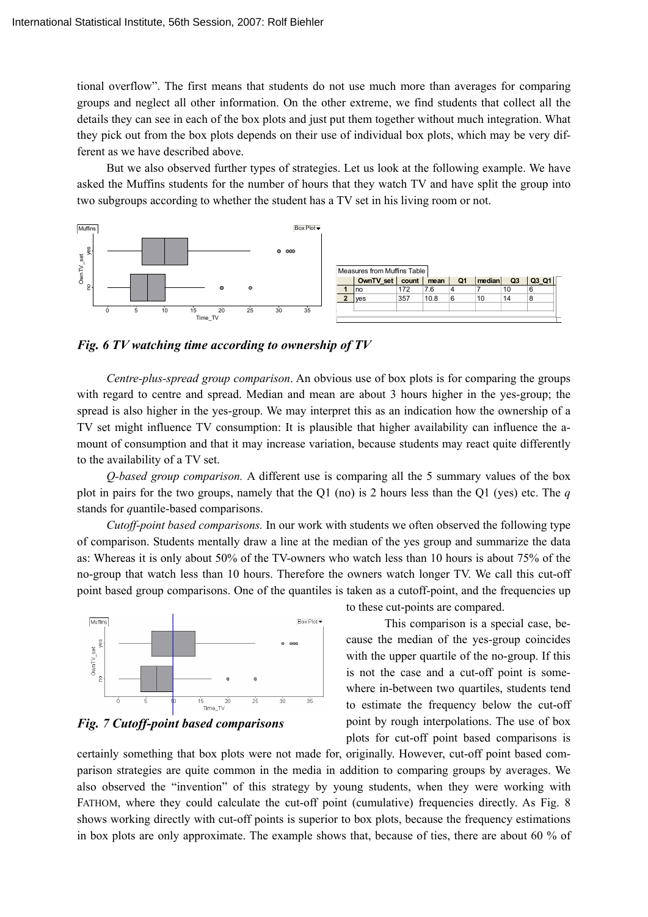tional overflow". The first means that students do not use much more than averages for comparing groups and neglect all other information. On the other extreme, we find students that collect all the details they can see in each of the box plots and just put them together without much integration. What they pick out from the box plots depends on their use of individual box plots, which may be very different as we have described above.

But we also observed further types of strategies. Let us look at the following example. We have asked the Muffins students for the number of hours that they watch TV and have split the group into two subgroups according to whether the student has a TV set in his living room or not.

Measures from Muffins Table

| | OwnTV_set | count | mean | Q1 | median | Q3 | Q3_Q1 |
|---|---|---|---|---|---|---|---|
| 1 | no | 172 | 7.6 | 4 | 7 | 10 | 6 |
| 2 | yes | 357 | 10.8 | 6 | 10 | 14 | 8 |

***Fig. 6 TV watching time according to ownership of TV***

*Centre-plus-spread group comparison*. An obvious use of box plots is for comparing the groups with regard to centre and spread. Median and mean are about 3 hours higher in the yes-group; the spread is also higher in the yes-group. We may interpret this as an indication how the ownership of a TV set might influence TV consumption: It is plausible that higher availability can influence the amount of consumption and that it may increase variation, because students may react quite differently to the availability of a TV set.

*Q-based group comparison.* A different use is comparing all the 5 summary values of the box plot in pairs for the two groups, namely that the Q1 (no) is 2 hours less than the Q1 (yes) etc. The *q* stands for *q*uantile-based comparisons.

*Cutoff-point based comparisons.* In our work with students we often observed the following type of comparison. Students mentally draw a line at the median of the yes group and summarize the data as: Whereas it is only about 50% of the TV-owners who watch less than 10 hours is about 75% of the no-group that watch less than 10 hours. Therefore the owners watch longer TV. We call this cut-off point based group comparisons. One of the quantiles is taken as a cutoff-point, and the frequencies up to these cut-points are compared.

***Fig. 7 Cutoff-point based comparisons***

This comparison is a special case, because the median of the yes-group coincides with the upper quartile of the no-group. If this is not the case and a cut-off point is somewhere in-between two quartiles, students tend to estimate the frequency below the cut-off point by rough interpolations. The use of box plots for cut-off point based comparisons is certainly something that box plots were not made for, originally. However, cut-off point based comparison strategies are quite common in the media in addition to comparing groups by averages. We also observed the "invention" of this strategy by young students, when they were working with FATHOM, where they could calculate the cut-off point (cumulative) frequencies directly. As Fig. 8 shows working directly with cut-off points is superior to box plots, because the frequency estimations in box plots are only approximate. The example shows that, because of ties, there are about 60 % of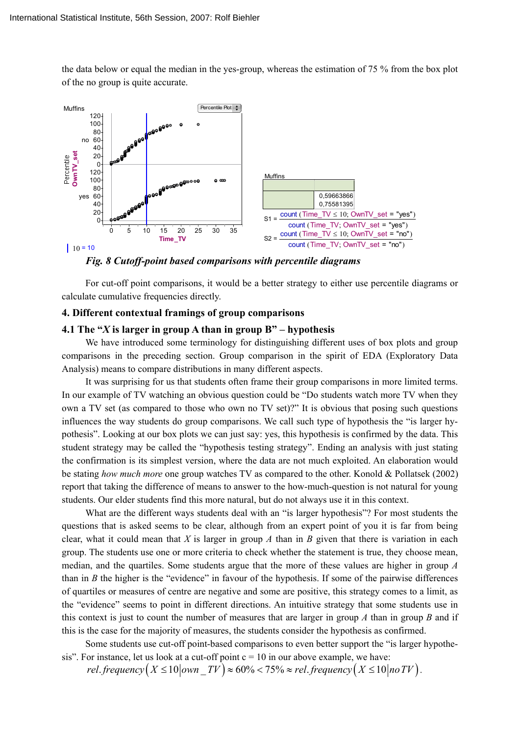the data below or equal the median in the yes-group, whereas the estimation of 75 % from the box plot of the no group is quite accurate.

Muffins

| | |
|---|---|
| | 0,59663866 |
| | 0,75581395 |

$S1 = \frac{\text{count}(\text{Time\_TV} \le 10; \text{OwnTV\_set} = \text{"yes"})}{\text{count}(\text{Time\_TV}; \text{OwnTV\_set} = \text{"yes"})}$

$S2 = \frac{\text{count}(\text{Time\_TV} \le 10; \text{OwnTV\_set} = \text{"no"})}{\text{count}(\text{Time\_TV}; \text{OwnTV\_set} = \text{"no"})}$

***Fig. 8 Cutoff-point based comparisons with percentile diagrams***

For cut-off point comparisons, it would be a better strategy to either use percentile diagrams or calculate cumulative frequencies directly.

## 4. Different contextual framings of group comparisons

### 4.1 The "*X* is larger in group A than in group B" – hypothesis

We have introduced some terminology for distinguishing different uses of box plots and group comparisons in the preceding section. Group comparison in the spirit of EDA (Exploratory Data Analysis) means to compare distributions in many different aspects.

It was surprising for us that students often frame their group comparisons in more limited terms. In our example of TV watching an obvious question could be "Do students watch more TV when they own a TV set (as compared to those who own no TV set)?" It is obvious that posing such questions influences the way students do group comparisons. We call such type of hypothesis the "is larger hypothesis". Looking at our box plots we can just say: yes, this hypothesis is confirmed by the data. This student strategy may be called the "hypothesis testing strategy". Ending an analysis with just stating the confirmation is its simplest version, where the data are not much exploited. An elaboration would be stating *how much more* one group watches TV as compared to the other. Konold & Pollatsek (2002) report that taking the difference of means to answer to the how-much-question is not natural for young students. Our elder students find this more natural, but do not always use it in this context.

What are the different ways students deal with an "is larger hypothesis"? For most students the questions that is asked seems to be clear, although from an expert point of you it is far from being clear, what it could mean that $X$ is larger in group $A$ than in $B$ given that there is variation in each group. The students use one or more criteria to check whether the statement is true, they choose mean, median, and the quartiles. Some students argue that the more of these values are higher in group $A$ than in $B$ the higher is the "evidence" in favour of the hypothesis. If some of the pairwise differences of quartiles or measures of centre are negative and some are positive, this strategy comes to a limit, as the "evidence" seems to point in different directions. An intuitive strategy that some students use in this context is just to count the number of measures that are larger in group $A$ than in group $B$ and if this is the case for the majority of measures, the students consider the hypothesis as confirmed.

Some students use cut-off point-based comparisons to even better support the "is larger hypothesis". For instance, let us look at a cut-off point c = 10 in our above example, we have:

$$rel.frequency\left(X \le 10 \middle| own\_TV\right) \approx 60\% < 75\% \approx rel.frequency\left(X \le 10 \middle| no\,TV\right).$$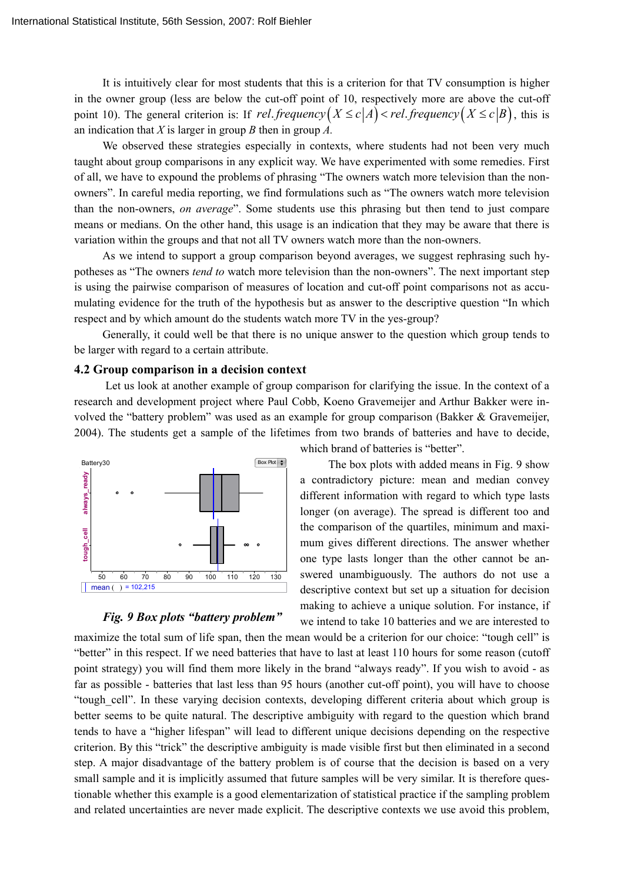It is intuitively clear for most students that this is a criterion for that TV consumption is higher in the owner group (less are below the cut-off point of 10, respectively more are above the cut-off point 10). The general criterion is: If $rel.frequency\left(X \leq c \middle| A\right) < rel.frequency\left(X \leq c \middle| B\right)$, this is an indication that *X* is larger in group *B* then in group *A*.

We observed these strategies especially in contexts, where students had not been very much taught about group comparisons in any explicit way. We have experimented with some remedies. First of all, we have to expound the problems of phrasing "The owners watch more television than the non-owners". In careful media reporting, we find formulations such as "The owners watch more television than the non-owners, *on average*". Some students use this phrasing but then tend to just compare means or medians. On the other hand, this usage is an indication that they may be aware that there is variation within the groups and that not all TV owners watch more than the non-owners.

As we intend to support a group comparison beyond averages, we suggest rephrasing such hypotheses as "The owners *tend to* watch more television than the non-owners". The next important step is using the pairwise comparison of measures of location and cut-off point comparisons not as accumulating evidence for the truth of the hypothesis but as answer to the descriptive question "In which respect and by which amount do the students watch more TV in the yes-group?

Generally, it could well be that there is no unique answer to the question which group tends to be larger with regard to a certain attribute.

### 4.2 Group comparison in a decision context

Let us look at another example of group comparison for clarifying the issue. In the context of a research and development project where Paul Cobb, Koeno Gravemeijer and Arthur Bakker were involved the "battery problem" was used as an example for group comparison (Bakker & Gravemeijer, 2004). The students get a sample of the lifetimes from two brands of batteries and have to decide, which brand of batteries is "better".

*Fig. 9 Box plots "battery problem"*

The box plots with added means in Fig. 9 show a contradictory picture: mean and median convey different information with regard to which type lasts longer (on average). The spread is different too and the comparison of the quartiles, minimum and maximum gives different directions. The answer whether one type lasts longer than the other cannot be answered unambiguously. The authors do not use a descriptive context but set up a situation for decision making to achieve a unique solution. For instance, if we intend to take 10 batteries and we are interested to maximize the total sum of life span, then the mean would be a criterion for our choice: "tough cell" is "better" in this respect. If we need batteries that have to last at least 110 hours for some reason (cutoff point strategy) you will find them more likely in the brand "always ready". If you wish to avoid - as far as possible - batteries that last less than 95 hours (another cut-off point), you will have to choose "tough_cell". In these varying decision contexts, developing different criteria about which group is better seems to be quite natural. The descriptive ambiguity with regard to the question which brand tends to have a "higher lifespan" will lead to different unique decisions depending on the respective criterion. By this "trick" the descriptive ambiguity is made visible first but then eliminated in a second step. A major disadvantage of the battery problem is of course that the decision is based on a very small sample and it is implicitly assumed that future samples will be very similar. It is therefore questionable whether this example is a good elementarization of statistical practice if the sampling problem and related uncertainties are never made explicit. The descriptive contexts we use avoid this problem,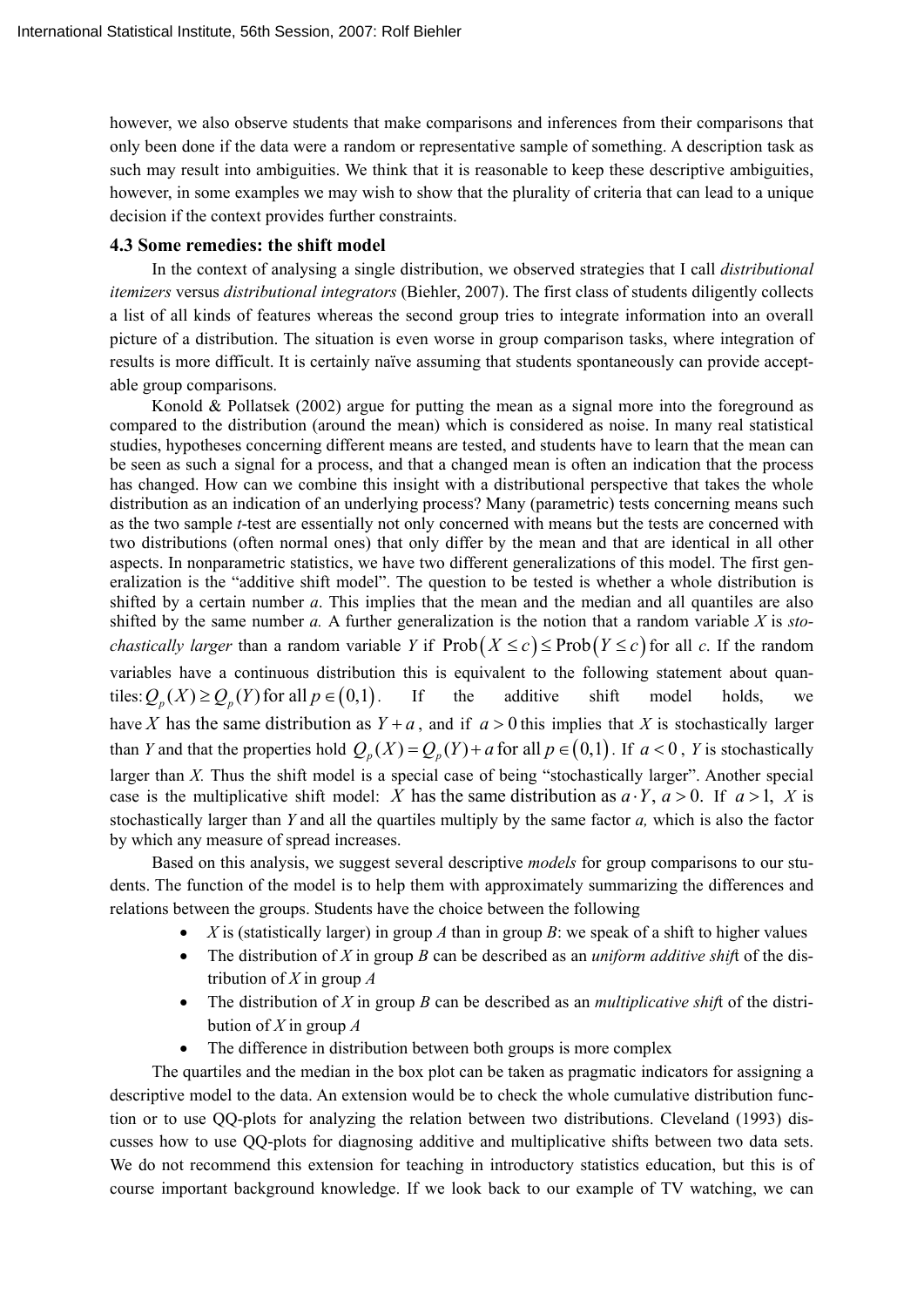however, we also observe students that make comparisons and inferences from their comparisons that only been done if the data were a random or representative sample of something. A description task as such may result into ambiguities. We think that it is reasonable to keep these descriptive ambiguities, however, in some examples we may wish to show that the plurality of criteria that can lead to a unique decision if the context provides further constraints.

### 4.3 Some remedies: the shift model

In the context of analysing a single distribution, we observed strategies that I call *distributional itemizers* versus *distributional integrators* (Biehler, 2007). The first class of students diligently collects a list of all kinds of features whereas the second group tries to integrate information into an overall picture of a distribution. The situation is even worse in group comparison tasks, where integration of results is more difficult. It is certainly naïve assuming that students spontaneously can provide acceptable group comparisons.

Konold & Pollatsek (2002) argue for putting the mean as a signal more into the foreground as compared to the distribution (around the mean) which is considered as noise. In many real statistical studies, hypotheses concerning different means are tested, and students have to learn that the mean can be seen as such a signal for a process, and that a changed mean is often an indication that the process has changed. How can we combine this insight with a distributional perspective that takes the whole distribution as an indication of an underlying process? Many (parametric) tests concerning means such as the two sample *t*-test are essentially not only concerned with means but the tests are concerned with two distributions (often normal ones) that only differ by the mean and that are identical in all other aspects. In nonparametric statistics, we have two different generalizations of this model. The first generalization is the "additive shift model". The question to be tested is whether a whole distribution is shifted by a certain number *a*. This implies that the mean and the median and all quantiles are also shifted by the same number *a.* A further generalization is the notion that a random variable *X* is *stochastically larger* than a random variable *Y* if $\text{Prob}(X \le c) \le \text{Prob}(Y \le c)$ for all *c*. If the random variables have a continuous distribution this is equivalent to the following statement about quantiles: $Q_p(X) \ge Q_p(Y)$ for all $p \in (0,1)$. If the additive shift model holds, we have $X$ has the same distribution as $Y + a$, and if $a > 0$ this implies that *X* is stochastically larger than *Y* and that the properties hold $Q_p(X) = Q_p(Y) + a$ for all $p \in (0,1)$. If $a < 0$, *Y* is stochastically larger than *X.* Thus the shift model is a special case of being "stochastically larger". Another special case is the multiplicative shift model: $X$ has the same distribution as $a \cdot Y$, $a > 0$. If $a > 1$, $X$ is stochastically larger than *Y* and all the quartiles multiply by the same factor *a,* which is also the factor by which any measure of spread increases.

Based on this analysis, we suggest several descriptive *models* for group comparisons to our students. The function of the model is to help them with approximately summarizing the differences and relations between the groups. Students have the choice between the following

- *X* is (statistically larger) in group *A* than in group *B*: we speak of a shift to higher values
- The distribution of *X* in group *B* can be described as an *uniform additive shift* of the distribution of *X* in group *A*
- The distribution of *X* in group *B* can be described as an *multiplicative shift* of the distribution of *X* in group *A*
- The difference in distribution between both groups is more complex

The quartiles and the median in the box plot can be taken as pragmatic indicators for assigning a descriptive model to the data. An extension would be to check the whole cumulative distribution function or to use QQ-plots for analyzing the relation between two distributions. Cleveland (1993) discusses how to use QQ-plots for diagnosing additive and multiplicative shifts between two data sets. We do not recommend this extension for teaching in introductory statistics education, but this is of course important background knowledge. If we look back to our example of TV watching, we can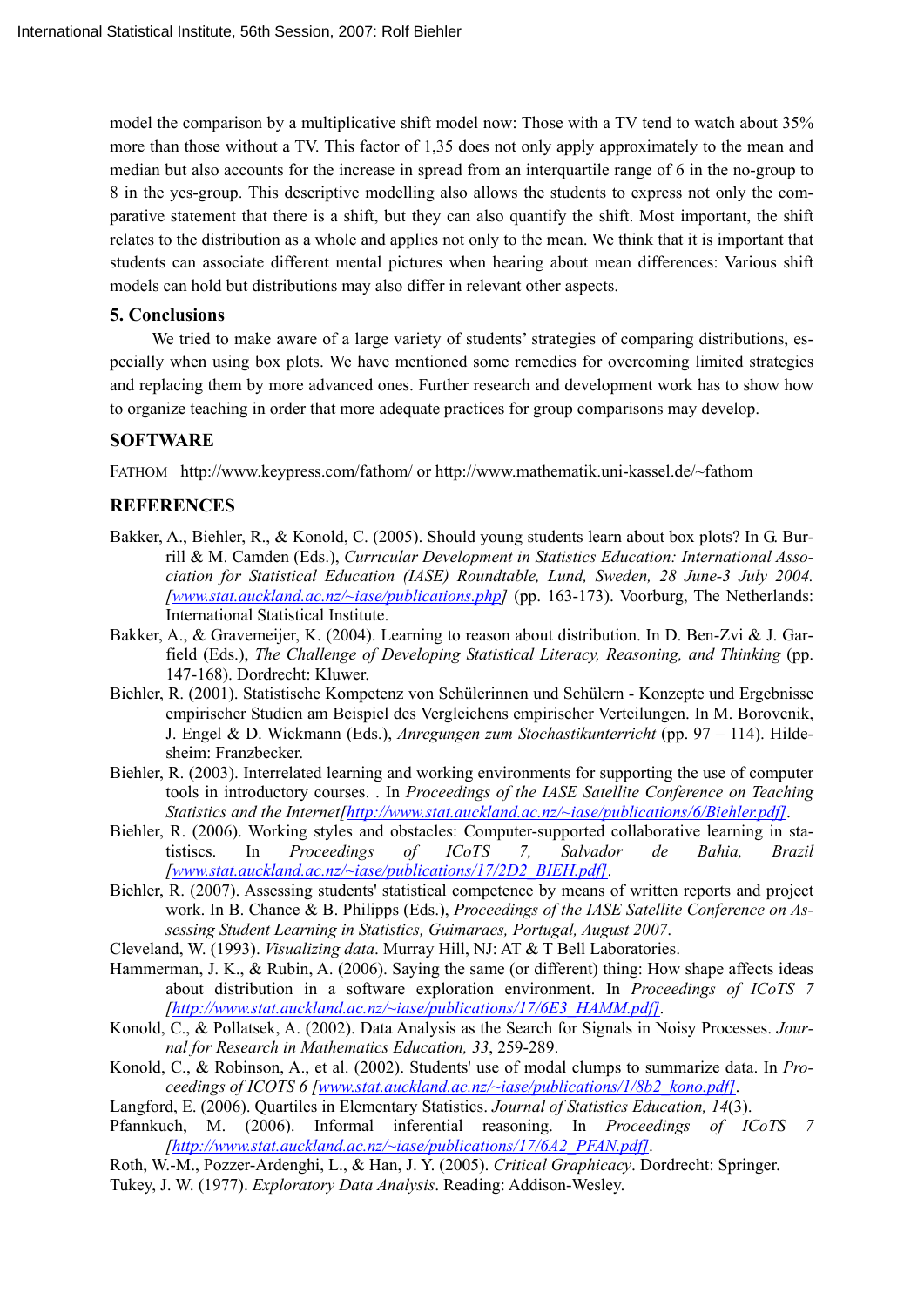model the comparison by a multiplicative shift model now: Those with a TV tend to watch about 35% more than those without a TV. This factor of 1,35 does not only apply approximately to the mean and median but also accounts for the increase in spread from an interquartile range of 6 in the no-group to 8 in the yes-group. This descriptive modelling also allows the students to express not only the comparative statement that there is a shift, but they can also quantify the shift. Most important, the shift relates to the distribution as a whole and applies not only to the mean. We think that it is important that students can associate different mental pictures when hearing about mean differences: Various shift models can hold but distributions may also differ in relevant other aspects.

## 5. Conclusions

We tried to make aware of a large variety of students' strategies of comparing distributions, especially when using box plots. We have mentioned some remedies for overcoming limited strategies and replacing them by more advanced ones. Further research and development work has to show how to organize teaching in order that more adequate practices for group comparisons may develop.

## SOFTWARE

FATHOM http://www.keypress.com/fathom/ or http://www.mathematik.uni-kassel.de/~fathom

## REFERENCES

Bakker, A., Biehler, R., & Konold, C. (2005). Should young students learn about box plots? In G. Burrill & M. Camden (Eds.), *Curricular Development in Statistics Education: International Association for Statistical Education (IASE) Roundtable, Lund, Sweden, 28 June-3 July 2004. [www.stat.auckland.ac.nz/~iase/publications.php]* (pp. 163-173). Voorburg, The Netherlands: International Statistical Institute.

Bakker, A., & Gravemeijer, K. (2004). Learning to reason about distribution. In D. Ben-Zvi & J. Garfield (Eds.), *The Challenge of Developing Statistical Literacy, Reasoning, and Thinking* (pp. 147-168). Dordrecht: Kluwer.

Biehler, R. (2001). Statistische Kompetenz von Schülerinnen und Schülern - Konzepte und Ergebnisse empirischer Studien am Beispiel des Vergleichens empirischer Verteilungen. In M. Borovcnik, J. Engel & D. Wickmann (Eds.), *Anregungen zum Stochastikunterricht* (pp. 97 – 114). Hildesheim: Franzbecker.

Biehler, R. (2003). Interrelated learning and working environments for supporting the use of computer tools in introductory courses. . In *Proceedings of the IASE Satellite Conference on Teaching Statistics and the Internet[http://www.stat.auckland.ac.nz/~iase/publications/6/Biehler.pdf]*.

Biehler, R. (2006). Working styles and obstacles: Computer-supported collaborative learning in statistiscs. In *Proceedings of ICoTS 7, Salvador de Bahia, Brazil [www.stat.auckland.ac.nz/~iase/publications/17/2D2_BIEH.pdf]*.

Biehler, R. (2007). Assessing students' statistical competence by means of written reports and project work. In B. Chance & B. Philipps (Eds.), *Proceedings of the IASE Satellite Conference on Assessing Student Learning in Statistics, Guimaraes, Portugal, August 2007*.

Cleveland, W. (1993). *Visualizing data*. Murray Hill, NJ: AT & T Bell Laboratories.

Hammerman, J. K., & Rubin, A. (2006). Saying the same (or different) thing: How shape affects ideas about distribution in a software exploration environment. In *Proceedings of ICoTS 7 [http://www.stat.auckland.ac.nz/~iase/publications/17/6E3_HAMM.pdf]*.

Konold, C., & Pollatsek, A. (2002). Data Analysis as the Search for Signals in Noisy Processes. *Journal for Research in Mathematics Education, 33*, 259-289.

Konold, C., & Robinson, A., et al. (2002). Students' use of modal clumps to summarize data. In *Proceedings of ICOTS 6 [www.stat.auckland.ac.nz/~iase/publications/1/8b2_kono.pdf]*.

Langford, E. (2006). Quartiles in Elementary Statistics. *Journal of Statistics Education, 14*(3).

Pfannkuch, M. (2006). Informal inferential reasoning. In *Proceedings of ICoTS 7 [http://www.stat.auckland.ac.nz/~iase/publications/17/6A2_PFAN.pdf]*.

Roth, W.-M., Pozzer-Ardenghi, L., & Han, J. Y. (2005). *Critical Graphicacy*. Dordrecht: Springer.

Tukey, J. W. (1977). *Exploratory Data Analysis*. Reading: Addison-Wesley.